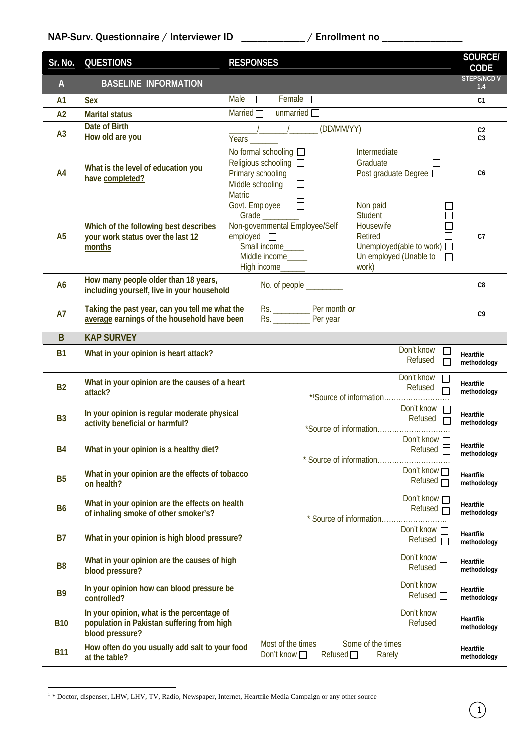NAP-Surv. Questionnaire / Interviewer ID ___________ / Enrollment no ______________

| Sr. No. | QUESTIONS | RESPONSES | SOURCE/ CODE |
|---|---|---|---|
| **A** | **BASELINE INFORMATION** | | STEPS/NCD V 1.4 |
| A1 | Sex | Male ☐ Female ☐ | C1 |
| A2 | Marital status | Married ☐ unmarried ☐ | |
| A3 | Date of Birth<br>How old are you | ______/______/______ (DD/MM/YY)<br>Years ______ | C2<br>C3 |
| A4 | What is the level of education you have completed? | No formal schooling ☐<br>Religious schooling ☐<br>Primary schooling ☐<br>Middle schooling ☐<br>Matric ☐<br>Intermediate ☐<br>Graduate ☐<br>Post graduate Degree ☐ | C6 |
| A5 | Which of the following best describes your work status over the last 12 months | Govt. Employee ☐<br>Grade ________<br>Non-governmental Employee/Self employed ☐<br>Small income_____<br>Middle income_____<br>High income_____<br>Non paid ☐<br>Student ☐<br>Housewife ☐<br>Retired ☐<br>Unemployed(able to work) ☐<br>Un employed (Unable to work) ☐ | C7 |
| A6 | How many people older than 18 years, including yourself, live in your household | No. of people ________ | C8 |
| A7 | Taking the past year, can you tell me what the average earnings of the household have been | Rs. ________ Per month ***or***<br>Rs. ________ Per year | C9 |
| **B** | **KAP SURVEY** | | |
| B1 | What in your opinion is heart attack? | Don't know ☐<br>Refused ☐ | Heartfile methodology |
| B2 | What in your opinion are the causes of a heart attack? | Don't know ☐<br>Refused ☐<br>*[1]Source of information……………………… | Heartfile methodology |
| B3 | In your opinion is regular moderate physical activity beneficial or harmful? | Don't know ☐<br>Refused ☐<br>*Source of information………………………… | Heartfile methodology |
| B4 | What in your opinion is a healthy diet? | Don't know ☐<br>Refused ☐<br>* Source of information………………………… | Heartfile methodology |
| B5 | What in your opinion are the effects of tobacco on health? | Don't know ☐<br>Refused ☐ | Heartfile methodology |
| B6 | What in your opinion are the effects on health of inhaling smoke of other smoker's? | Don't know ☐<br>Refused ☐<br>* Source of information……………………… | Heartfile methodology |
| B7 | What in your opinion is high blood pressure? | Don't know ☐<br>Refused ☐ | Heartfile methodology |
| B8 | What in your opinion are the causes of high blood pressure? | Don't know ☐<br>Refused ☐ | Heartfile methodology |
| B9 | In your opinion how can blood pressure be controlled? | Don't know ☐<br>Refused ☐ | Heartfile methodology |
| B10 | In your opinion, what is the percentage of population in Pakistan suffering from high blood pressure? | Don't know ☐<br>Refused ☐ | Heartfile methodology |
| B11 | How often do you usually add salt to your food at the table? | Most of the times ☐ Some of the times ☐<br>Don't know ☐ Refused ☐ Rarely ☐ | Heartfile methodology |

[1] * Doctor, dispenser, LHW, LHV, TV, Radio, Newspaper, Internet, Heartfile Media Campaign or any other source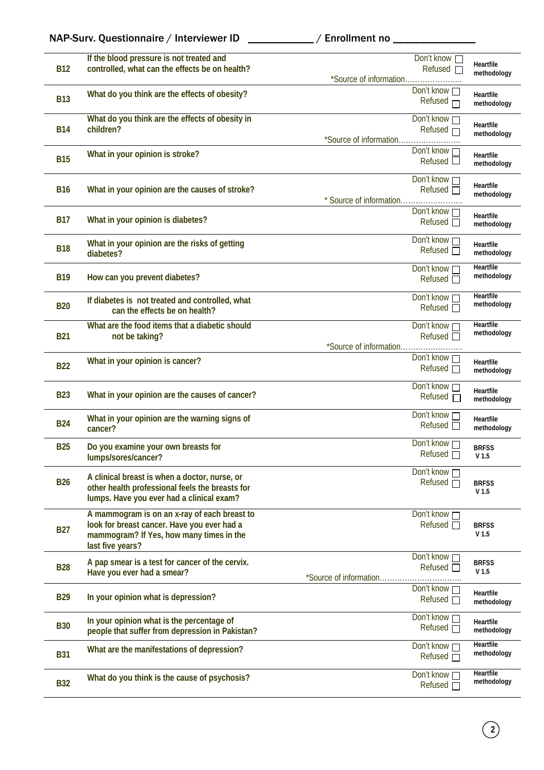NAP-Surv. Questionnaire / Interviewer ID ___________ / Enrollment no ______________

| | | | |
|---|---|---|---|
| B12 | If the blood pressure is not treated and controlled, what can the effects be on health? | Don't know ☐<br>Refused ☐<br>*Source of information………………….. | Heartfile methodology |
| B13 | What do you think are the effects of obesity? | Don't know ☐<br>Refused ☐ | Heartfile methodology |
| B14 | What do you think are the effects of obesity in children? | Don't know ☐<br>Refused ☐<br>*Source of information…………………… | Heartfile methodology |
| B15 | What in your opinion is stroke? | Don't know ☐<br>Refused ☐ | Heartfile methodology |
| B16 | What in your opinion are the causes of stroke? | Don't know ☐<br>Refused ☐<br>* Source of information…………………… | Heartfile methodology |
| B17 | What in your opinion is diabetes? | Don't know ☐<br>Refused ☐ | Heartfile methodology |
| B18 | What in your opinion are the risks of getting diabetes? | Don't know ☐<br>Refused ☐ | Heartfile methodology |
| B19 | How can you prevent diabetes? | Don't know ☐<br>Refused ☐ | Heartfile methodology |
| B20 | If diabetes is not treated and controlled, what can the effects be on health? | Don't know ☐<br>Refused ☐ | Heartfile methodology |
| B21 | What are the food items that a diabetic should not be taking? | Don't know ☐<br>Refused ☐<br>*Source of information…………………… | Heartfile methodology |
| B22 | What in your opinion is cancer? | Don't know ☐<br>Refused ☐ | Heartfile methodology |
| B23 | What in your opinion are the causes of cancer? | Don't know ☐<br>Refused ☐ | Heartfile methodology |
| B24 | What in your opinion are the warning signs of cancer? | Don't know ☐<br>Refused ☐ | Heartfile methodology |
| B25 | Do you examine your own breasts for lumps/sores/cancer? | Don't know ☐<br>Refused ☐ | BRFSS V 1.5 |
| B26 | A clinical breast is when a doctor, nurse, or other health professional feels the breasts for lumps. Have you ever had a clinical exam? | Don't know ☐<br>Refused ☐ | BRFSS V 1.5 |
| B27 | A mammogram is on an x-ray of each breast to look for breast cancer. Have you ever had a mammogram? If Yes, how many times in the last five years? | Don't know ☐<br>Refused ☐ | BRFSS V 1.5 |
| B28 | A pap smear is a test for cancer of the cervix. Have you ever had a smear? | Don't know ☐<br>Refused ☐<br>*Source of information…………………………… | BRFSS V 1.5 |
| B29 | In your opinion what is depression? | Don't know ☐<br>Refused ☐ | Heartfile methodology |
| B30 | In your opinion what is the percentage of people that suffer from depression in Pakistan? | Don't know ☐<br>Refused ☐ | Heartfile methodology |
| B31 | What are the manifestations of depression? | Don't know ☐<br>Refused ☐ | Heartfile methodology |
| B32 | What do you think is the cause of psychosis? | Don't know ☐<br>Refused ☐ | Heartfile methodology |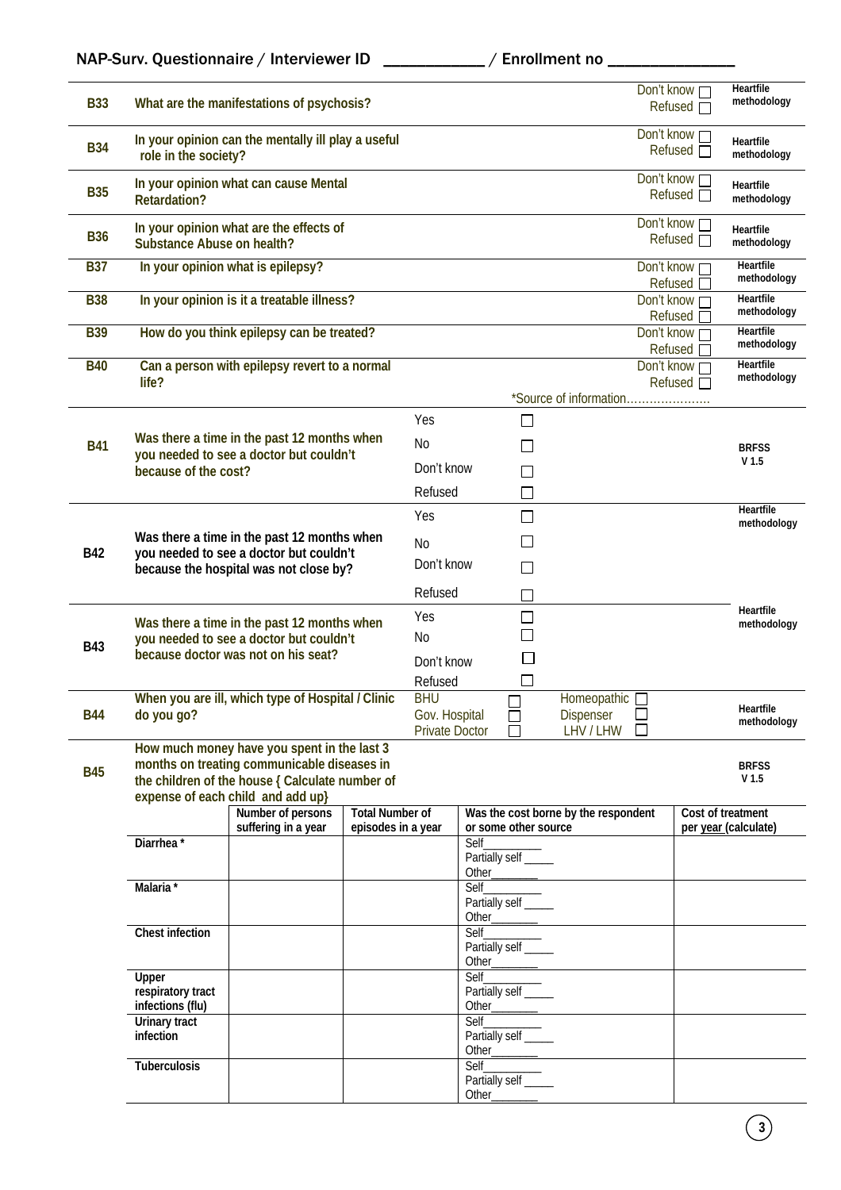NAP-Surv. Questionnaire / Interviewer ID ___________ / Enrollment no ______________

| | | | |
|---|---|---|---|
| B33 | What are the manifestations of psychosis? | Don't know ☐ Refused ☐ | Heartfile methodology |
| B34 | In your opinion can the mentally ill play a useful role in the society? | Don't know ☐ Refused ☐ | Heartfile methodology |
| B35 | In your opinion what can cause Mental Retardation? | Don't know ☐ Refused ☐ | Heartfile methodology |
| B36 | In your opinion what are the effects of Substance Abuse on health? | Don't know ☐ Refused ☐ | Heartfile methodology |
| B37 | In your opinion what is epilepsy? | Don't know ☐ Refused ☐ | Heartfile methodology |
| B38 | In your opinion is it a treatable illness? | Don't know ☐ Refused ☐ | Heartfile methodology |
| B39 | How do you think epilepsy can be treated? | Don't know ☐ Refused ☐ | Heartfile methodology |
| B40 | Can a person with epilepsy revert to a normal life? | Don't know ☐ Refused ☐ *Source of information………………… | Heartfile methodology |
| B41 | Was there a time in the past 12 months when you needed to see a doctor but couldn't because of the cost? | Yes ☐ No ☐ Don't know ☐ Refused ☐ | BRFSS V 1.5 |
| B42 | Was there a time in the past 12 months when you needed to see a doctor but couldn't because the hospital was not close by? | Yes ☐ No ☐ Don't know ☐ Refused ☐ | Heartfile methodology |
| B43 | Was there a time in the past 12 months when you needed to see a doctor but couldn't because doctor was not on his seat? | Yes ☐ No ☐ Don't know ☐ Refused ☐ | Heartfile methodology |
| B44 | When you are ill, which type of Hospital / Clinic do you go? | BHU ☐ Gov. Hospital ☐ Private Doctor ☐ Homeopathic ☐ Dispenser ☐ LHV / LHW ☐ | Heartfile methodology |
| B45 | How much money have you spent in the last 3 months on treating communicable diseases in the children of the house { Calculate number of expense of each child and add up} | | BRFSS V 1.5 |

| | Number of persons suffering in a year | Total Number of episodes in a year | Was the cost borne by the respondent or some other source | Cost of treatment per year (calculate) |
|---|---|---|---|---|
| Diarrhea * | | | Self_________ Partially self _____ Other_______ | |
| Malaria * | | | Self_________ Partially self _____ Other_______ | |
| Chest infection | | | Self_________ Partially self _____ Other_______ | |
| Upper respiratory tract infections (flu) | | | Self_________ Partially self _____ Other_______ | |
| Urinary tract infection | | | Self_________ Partially self _____ Other_______ | |
| Tuberculosis | | | Self_________ Partially self _____ Other_______ | |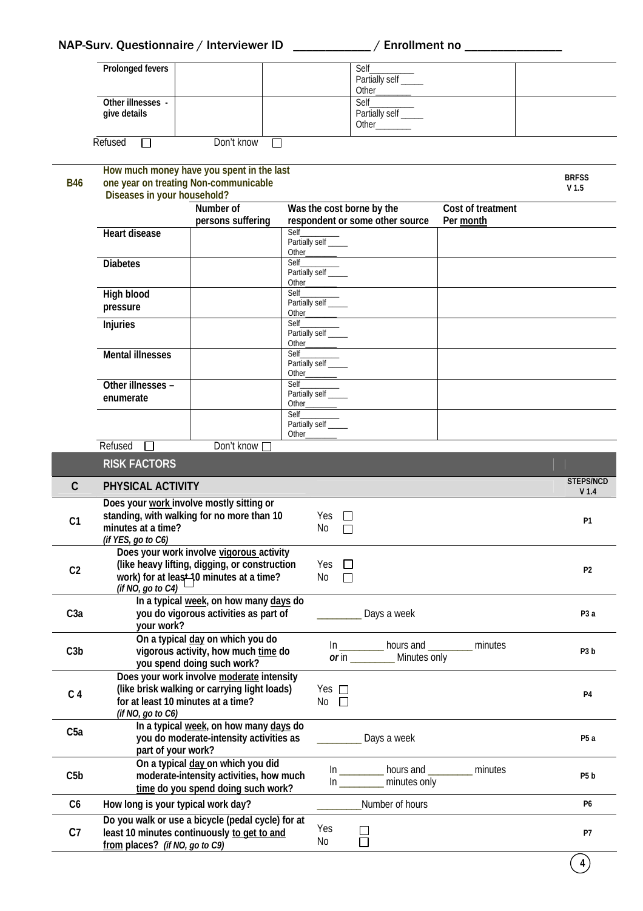| | | | | |
|---|---|---|---|---|
| Prolonged fevers | | | Self_________ Partially self _____ Other________ | |
| Other illnesses - give details | | | Self_________ Partially self _____ Other________ | |

Refused ☐ Don't know ☐

| | | | | | |
|---|---|---|---|---|---|
| B46 | How much money have you spent in the last one year on treating Non-communicable Diseases in your household? | | | | BRFSS V 1.5 |
| | | Number of persons suffering | Was the cost borne by the respondent or some other source | Cost of treatment Per month | |
| | Heart disease | | Self_________ Partially self _____ Other________ | | |
| | Diabetes | | Self_________ Partially self _____ Other________ | | |
| | High blood pressure | | Self_________ Partially self _____ Other________ | | |
| | Injuries | | Self_________ Partially self _____ Other________ | | |
| | Mental illnesses | | Self_________ Partially self _____ Other________ | | |
| | Other illnesses – enumerate | | Self_________ Partially self _____ Other________ | | |
| | | | Self_________ Partially self _____ Other________ | | |

Refused ☐ Don't know ☐

## RISK FACTORS

| | | | |
|---|---|---|---|
| **C** | **PHYSICAL ACTIVITY** | | **STEPS/NCD V 1.4** |
| C1 | Does your work involve mostly sitting or standing, with walking for no more than 10 minutes at a time? *(if YES, go to C6)* | Yes ☐ No ☐ | P1 |
| C2 | Does your work involve vigorous activity (like heavy lifting, digging, or construction work) for at least 10 minutes at a time? *(if NO, go to C4)* | Yes ☐ No ☐ | P2 |
| C3a | In a typical week, on how many days do you do vigorous activities as part of your work? | _________ Days a week | P3 a |
| C3b | On a typical day on which you do vigorous activity, how much time do you spend doing such work? | In _________ hours and _________ minutes *or* in _________ Minutes only | P3 b |
| C 4 | Does your work involve moderate intensity (like brisk walking or carrying light loads) for at least 10 minutes at a time? *(if NO, go to C6)* | Yes ☐ No ☐ | P4 |
| C5a | In a typical week, on how many days do you do moderate-intensity activities as part of your work? | _________ Days a week | P5 a |
| C5b | On a typical day on which you did moderate-intensity activities, how much time do you spend doing such work? | In _________ hours and _________ minutes In _________ minutes only | P5 b |
| C6 | How long is your typical work day? | _________Number of hours | P6 |
| C7 | Do you walk or use a bicycle (pedal cycle) for at least 10 minutes continuously to get to and from places? *(if NO, go to C9)* | Yes ☐ No ☐ | P7 |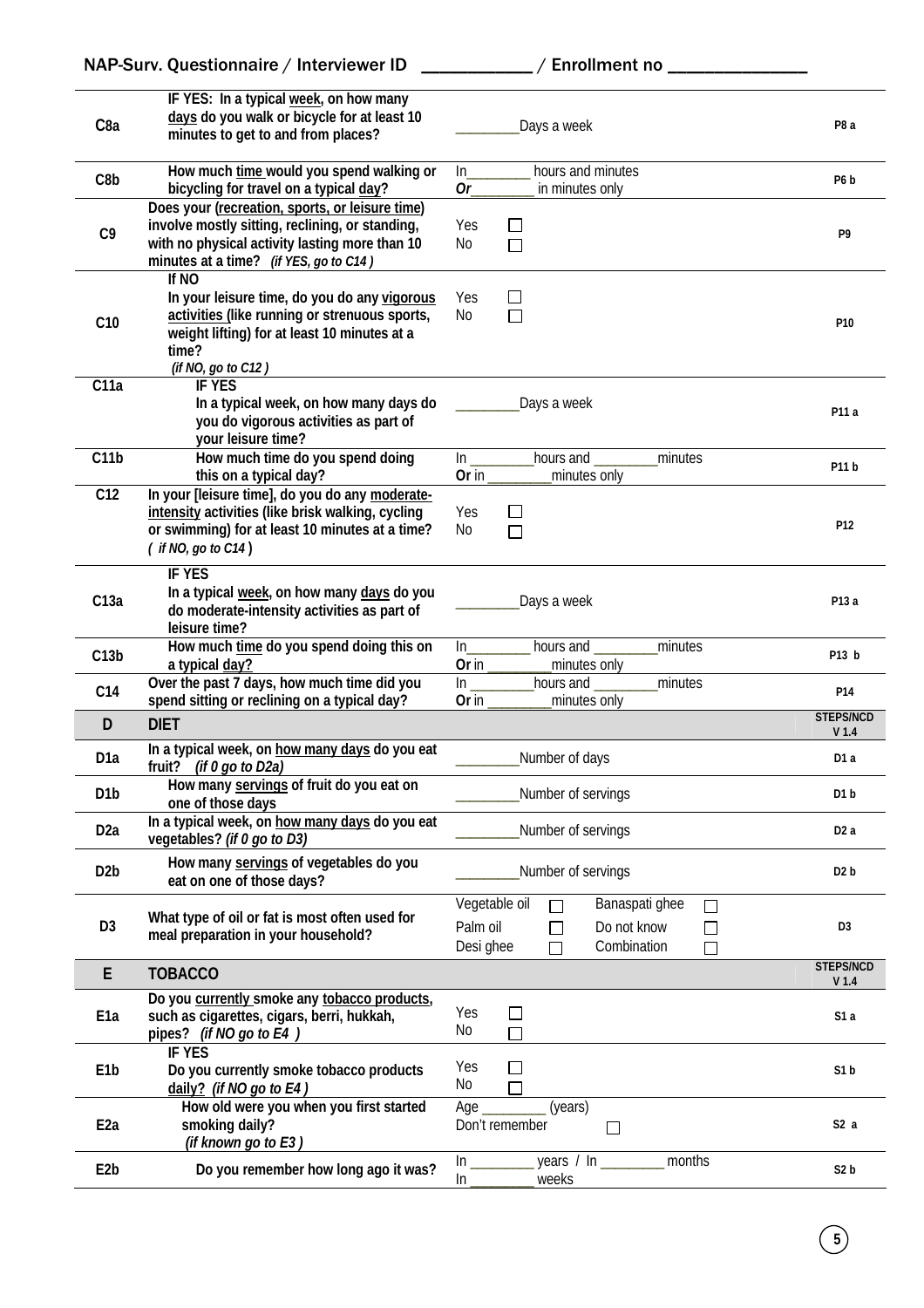| | | | |
|---|---|---|---|
| C8a | IF YES: In a typical **week**, on how many **days** do you walk or bicycle for at least 10 minutes to get to and from places? | _________Days a week | P8 a |
| C8b | How much **time** would you spend walking or bicycling for travel on a typical **day**? | In_________ hours and minutes<br>*Or*_________ in minutes only | P6 b |
| C9 | Does your (**recreation, sports, or leisure time**) involve mostly sitting, reclining, or standing, with no physical activity lasting more than 10 minutes at a time? *(if YES, go to C14 )* | Yes ☐<br>No ☐ | P9 |
| C10 | If NO<br>In your leisure time, do you do any **vigorous activities** (like running or strenuous sports, weight lifting) for at least 10 minutes at a time?<br>*(if NO, go to C12 )* | Yes ☐<br>No ☐ | P10 |
| C11a | IF YES<br>In a typical week, on how many days do you do vigorous activities as part of your leisure time? | _________Days a week | P11 a |
| C11b | How much time do you spend doing this on a typical day? | In _________hours and _________minutes<br>**Or** in _________minutes only | P11 b |
| C12 | In your [leisure time], do you do any **moderate-intensity** activities (like brisk walking, cycling or swimming) for at least 10 minutes at a time?<br>*( if NO, go to C14 )* | Yes ☐<br>No ☐ | P12 |
| C13a | IF YES<br>In a typical **week**, on how many **days** do you do moderate-intensity activities as part of leisure time? | _________Days a week | P13 a |
| C13b | How much **time** do you spend doing this on a typical **day?** | In_________ hours and _________minutes<br>**Or** in _________minutes only | P13 b |
| C14 | Over the past 7 days, how much time did you spend sitting or reclining on a typical day? | In _________hours and _________minutes<br>**Or** in _________minutes only | P14 |
| **D** | **DIET** | | **STEPS/NCD V 1.4** |
| D1a | In a typical week, on **how many days** do you eat fruit? *(if 0 go to D2a)* | _________Number of days | D1 a |
| D1b | How many **servings** of fruit do you eat on one of those days | _________Number of servings | D1 b |
| D2a | In a typical week, on **how many days** do you eat vegetables? *(if 0 go to D3)* | _________Number of servings | D2 a |
| D2b | How many **servings** of vegetables do you eat on one of those days? | _________Number of servings | D2 b |
| D3 | What type of oil or fat is most often used for meal preparation in your household? | Vegetable oil ☐ Banaspati ghee ☐<br>Palm oil ☐ Do not know ☐<br>Desi ghee ☐ Combination ☐ | D3 |
| **E** | **TOBACCO** | | **STEPS/NCD V 1.4** |
| E1a | Do you **currently** smoke any **tobacco products**, such as cigarettes, cigars, berri, hukkah, pipes? *(if NO go to E4 )* | Yes ☐<br>No ☐ | S1 a |
| E1b | IF YES<br>Do you currently smoke tobacco products **daily?** *(if NO go to E4 )* | Yes ☐<br>No ☐ | S1 b |
| E2a | How old were you when you first started smoking daily?<br>*(if known go to E3 )* | Age _________ (years)<br>Don't remember ☐ | S2 a |
| E2b | Do you remember how long ago it was? | In _________ years / In _________ months<br>In _________ weeks | S2 b |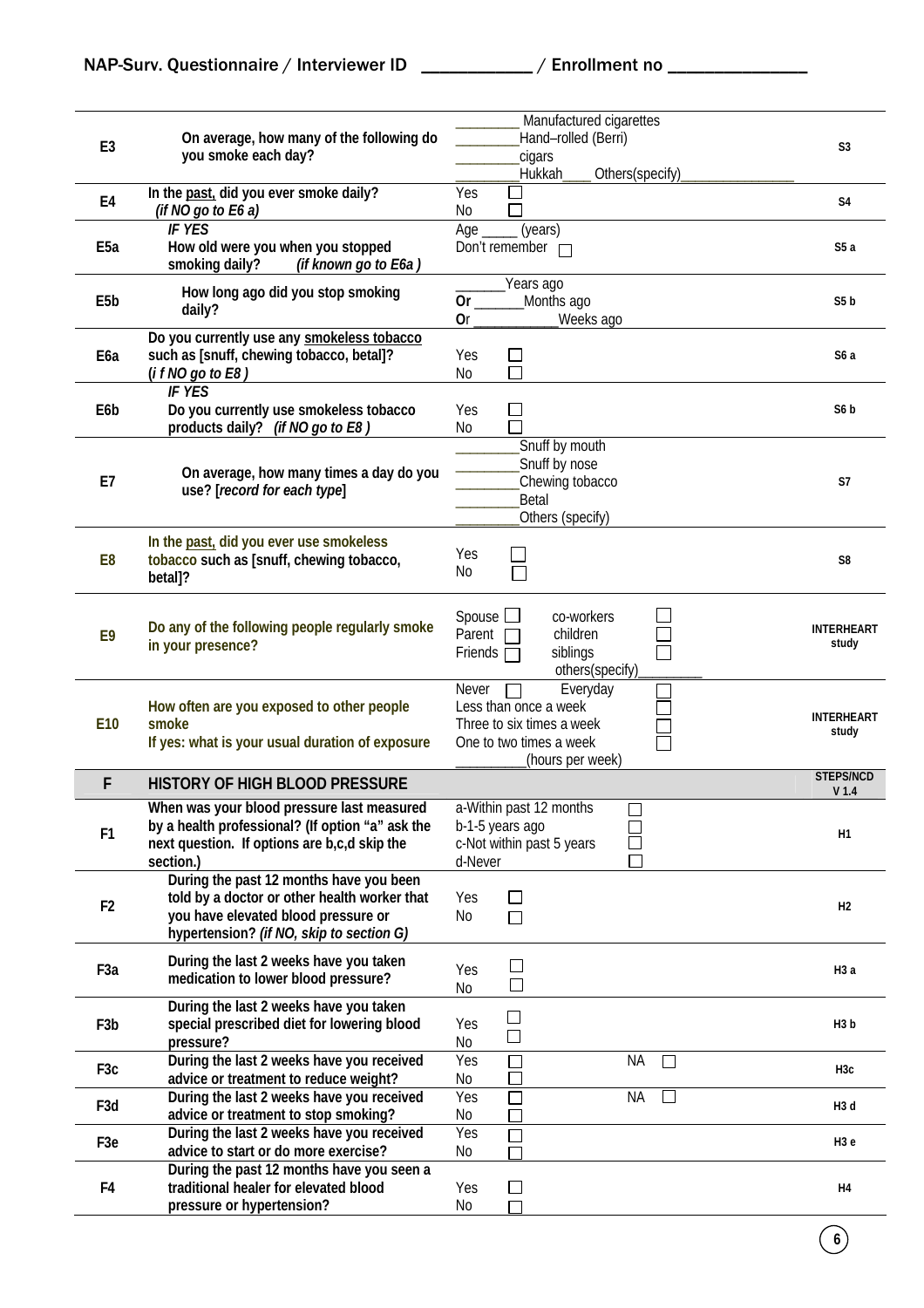| | | | |
|---|---|---|---|
| E3 | On average, how many of the following do you smoke each day? | _________ Manufactured cigarettes<br>_________Hand–rolled (Berri)<br>_________cigars<br>_________Hukkah____ Others(specify)________________ | S3 |
| E4 | In the past, did you ever smoke daily? *(if NO go to E6 a)* | Yes ☐<br>No ☐ | S4 |
| E5a | *IF YES*<br>How old were you when you stopped smoking daily? *(if known go to E6a )* | Age _____ (years)<br>Don't remember ☐ | S5 a |
| E5b | How long ago did you stop smoking daily? | _______Years ago<br>Or _______Months ago<br>Or ____________Weeks ago | S5 b |
| E6a | Do you currently use any smokeless tobacco such as [snuff, chewing tobacco, betal]? *(i f NO go to E8 )* | Yes ☐<br>No ☐ | S6 a |
| E6b | *IF YES*<br>Do you currently use smokeless tobacco products daily? *(if NO go to E8 )* | Yes ☐<br>No ☐ | S6 b |
| E7 | On average, how many times a day do you use? [*record for each type*] | _________Snuff by mouth<br>_________Snuff by nose<br>_________Chewing tobacco<br>_________Betal<br>_________Others (specify) | S7 |
| E8 | In the past, did you ever use smokeless tobacco such as [snuff, chewing tobacco, betal]? | Yes ☐<br>No ☐ | S8 |
| E9 | Do any of the following people regularly smoke in your presence? | Spouse ☐ co-workers ☐<br>Parent ☐ children ☐<br>Friends ☐ siblings ☐<br>others(specify)_________ | INTERHEART study |
| E10 | How often are you exposed to other people smoke<br>If yes: what is your usual duration of exposure | Never ☐ Everyday ☐<br>Less than once a week ☐<br>Three to six times a week ☐<br>One to two times a week ☐<br>__________(hours per week) | INTERHEART study |
| **F** | **HISTORY OF HIGH BLOOD PRESSURE** | | **STEPS/NCD V 1.4** |
| F1 | When was your blood pressure last measured by a health professional? (If option "a" ask the next question. If options are b,c,d skip the section.) | a-Within past 12 months ☐<br>b-1-5 years ago ☐<br>c-Not within past 5 years ☐<br>d-Never ☐ | H1 |
| F2 | During the past 12 months have you been told by a doctor or other health worker that you have elevated blood pressure or hypertension? *(if NO, skip to section G)* | Yes ☐<br>No ☐ | H2 |
| F3a | During the last 2 weeks have you taken medication to lower blood pressure? | Yes ☐<br>No ☐ | H3 a |
| F3b | During the last 2 weeks have you taken special prescribed diet for lowering blood pressure? | Yes ☐<br>No ☐ | H3 b |
| F3c | During the last 2 weeks have you received advice or treatment to reduce weight? | Yes ☐ NA ☐<br>No ☐ | H3c |
| F3d | During the last 2 weeks have you received advice or treatment to stop smoking? | Yes ☐ NA ☐<br>No ☐ | H3 d |
| F3e | During the last 2 weeks have you received advice to start or do more exercise? | Yes ☐<br>No ☐ | H3 e |
| F4 | During the past 12 months have you seen a traditional healer for elevated blood pressure or hypertension? | Yes ☐<br>No ☐ | H4 |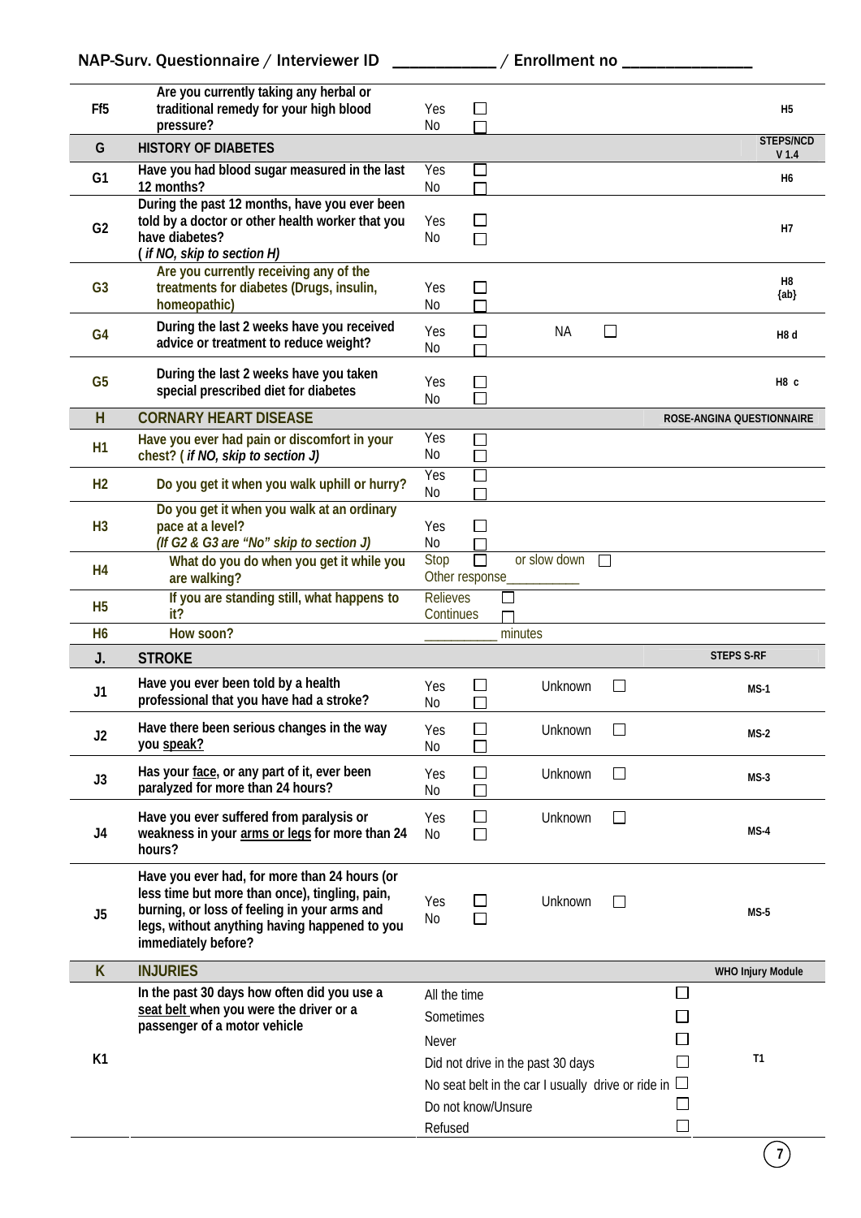NAP-Surv. Questionnaire / Interviewer ID ___________ / Enrollment no _____________

| | | | |
|---|---|---|---|
| Ff5 | Are you currently taking any herbal or traditional remedy for your high blood pressure? | Yes ☐<br>No ☐ | H5 |
| **G** | **HISTORY OF DIABETES** | | **STEPS/NCD V 1.4** |
| G1 | Have you had blood sugar measured in the last 12 months? | Yes ☐<br>No ☐ | H6 |
| G2 | During the past 12 months, have you ever been told by a doctor or other health worker that you have diabetes?<br>*( if NO, skip to section H)* | Yes ☐<br>No ☐ | H7 |
| G3 | Are you currently receiving any of the treatments for diabetes (Drugs, insulin, homeopathic) | Yes ☐<br>No ☐ | H8 {ab} |
| G4 | During the last 2 weeks have you received advice or treatment to reduce weight? | Yes ☐ NA ☐<br>No ☐ | H8 d |
| G5 | During the last 2 weeks have you taken special prescribed diet for diabetes | Yes ☐<br>No ☐ | H8 c |
| **H** | **CORNARY HEART DISEASE** | | **ROSE-ANGINA QUESTIONNAIRE** |
| H1 | Have you ever had pain or discomfort in your chest? *( if NO, skip to section J)* | Yes ☐<br>No ☐ | |
| H2 | Do you get it when you walk uphill or hurry? | Yes ☐<br>No ☐ | |
| H3 | Do you get it when you walk at an ordinary pace at a level?<br>*(If G2 & G3 are "No" skip to section J)* | Yes ☐<br>No ☐ | |
| H4 | What do you do when you get it while you are walking? | Stop ☐ or slow down ☐<br>Other response__________ | |
| H5 | If you are standing still, what happens to it? | Relieves ☐<br>Continues ☐ | |
| H6 | How soon? | __________ minutes | |
| **J.** | **STROKE** | | **STEPS S-RF** |
| J1 | Have you ever been told by a health professional that you have had a stroke? | Yes ☐ Unknown ☐<br>No ☐ | MS-1 |
| J2 | Have there been serious changes in the way you speak? | Yes ☐ Unknown ☐<br>No ☐ | MS-2 |
| J3 | Has your face, or any part of it, ever been paralyzed for more than 24 hours? | Yes ☐ Unknown ☐<br>No ☐ | MS-3 |
| J4 | Have you ever suffered from paralysis or weakness in your arms or legs for more than 24 hours? | Yes ☐ Unknown ☐<br>No ☐ | MS-4 |
| J5 | Have you ever had, for more than 24 hours (or less time but more than once), tingling, pain, burning, or loss of feeling in your arms and legs, without anything having happened to you immediately before? | Yes ☐ Unknown ☐<br>No ☐ | MS-5 |
| **K** | **INJURIES** | | **WHO Injury Module** |
| K1 | In the past 30 days how often did you use a seat belt when you were the driver or a passenger of a motor vehicle | All the time ☐<br>Sometimes ☐<br>Never ☐<br>Did not drive in the past 30 days ☐<br>No seat belt in the car I usually drive or ride in ☐<br>Do not know/Unsure ☐<br>Refused ☐ | T1 |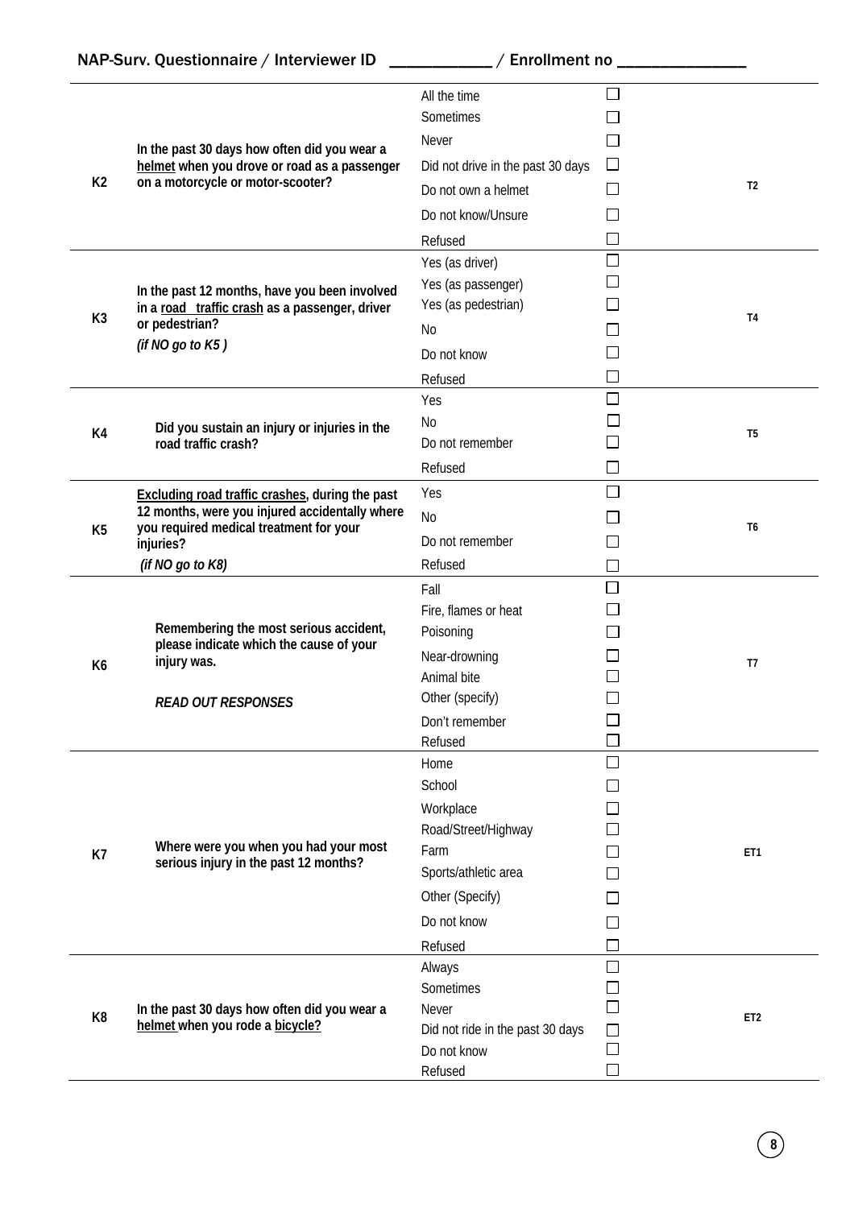NAP-Surv. Questionnaire / Interviewer ID ___________ / Enrollment no _____________

| | | | | |
|---|---|---|---|---|
| K2 | In the past 30 days how often did you wear a <u>helmet</u> when you drove or road as a passenger on a motorcycle or motor-scooter? | All the time | ☐ | T2 |
| | | Sometimes | ☐ | |
| | | Never | ☐ | |
| | | Did not drive in the past 30 days | ☐ | |
| | | Do not own a helmet | ☐ | |
| | | Do not know/Unsure | ☐ | |
| | | Refused | ☐ | |
| K3 | In the past 12 months, have you been involved in a <u>road traffic crash</u> as a passenger, driver or pedestrian? *(if NO go to K5 )* | Yes (as driver) | ☐ | T4 |
| | | Yes (as passenger) | ☐ | |
| | | Yes (as pedestrian) | ☐ | |
| | | No | ☐ | |
| | | Do not know | ☐ | |
| | | Refused | ☐ | |
| K4 | Did you sustain an injury or injuries in the road traffic crash? | Yes | ☐ | T5 |
| | | No | ☐ | |
| | | Do not remember | ☐ | |
| | | Refused | ☐ | |
| K5 | <u>Excluding road traffic crashes</u>, during the past 12 months, were you injured accidentally where you required medical treatment for your injuries? *(if NO go to K8)* | Yes | ☐ | T6 |
| | | No | ☐ | |
| | | Do not remember | ☐ | |
| | | Refused | ☐ | |
| K6 | Remembering the most serious accident, please indicate which the cause of your injury was. *READ OUT RESPONSES* | Fall | ☐ | T7 |
| | | Fire, flames or heat | ☐ | |
| | | Poisoning | ☐ | |
| | | Near-drowning | ☐ | |
| | | Animal bite | ☐ | |
| | | Other (specify) | ☐ | |
| | | Don't remember | ☐ | |
| | | Refused | ☐ | |
| K7 | Where were you when you had your most serious injury in the past 12 months? | Home | ☐ | ET1 |
| | | School | ☐ | |
| | | Workplace | ☐ | |
| | | Road/Street/Highway | ☐ | |
| | | Farm | ☐ | |
| | | Sports/athletic area | ☐ | |
| | | Other (Specify) | ☐ | |
| | | Do not know | ☐ | |
| | | Refused | ☐ | |
| K8 | In the past 30 days how often did you wear a <u>helmet</u> when you rode a <u>bicycle</u>? | Always | ☐ | ET2 |
| | | Sometimes | ☐ | |
| | | Never | ☐ | |
| | | Did not ride in the past 30 days | ☐ | |
| | | Do not know | ☐ | |
| | | Refused | ☐ | |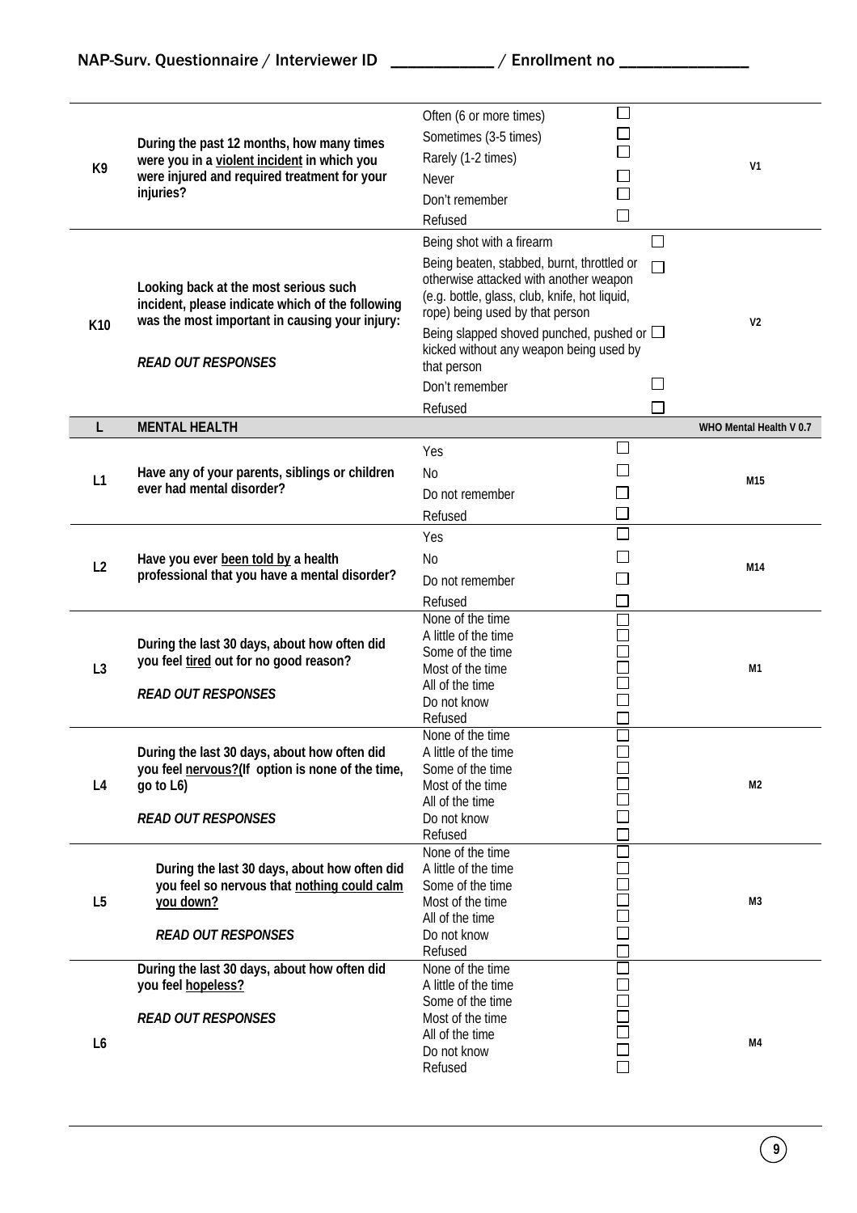| | | | |
|---|---|---|---|
| K9 | **During the past 12 months, how many times were you in a <u>violent incident</u> in which you were injured and required treatment for your injuries?** | Often (6 or more times) ☐<br>Sometimes (3-5 times) ☐<br>Rarely (1-2 times) ☐<br>Never ☐<br>Don't remember ☐<br>Refused ☐ | V1 |
| K10 | **Looking back at the most serious such incident, please indicate which of the following was the most important in causing your injury:**<br><br>***READ OUT RESPONSES*** | Being shot with a firearm ☐<br>Being beaten, stabbed, burnt, throttled or otherwise attacked with another weapon (e.g. bottle, glass, club, knife, hot liquid, rope) being used by that person ☐<br>Being slapped shoved punched, pushed or kicked without any weapon being used by that person ☐<br>Don't remember ☐<br>Refused ☐ | V2 |
| **L** | **MENTAL HEALTH** | | **WHO Mental Health V 0.7** |
| L1 | **Have any of your parents, siblings or children ever had mental disorder?** | Yes ☐<br>No ☐<br>Do not remember ☐<br>Refused ☐ | M15 |
| L2 | **Have you ever <u>been told by</u> a health professional that you have a mental disorder?** | Yes ☐<br>No ☐<br>Do not remember ☐<br>Refused ☐ | M14 |
| L3 | **During the last 30 days, about how often did you feel <u>tired</u> out for no good reason?**<br><br>***READ OUT RESPONSES*** | None of the time ☐<br>A little of the time ☐<br>Some of the time ☐<br>Most of the time ☐<br>All of the time ☐<br>Do not know ☐<br>Refused ☐ | M1 |
| L4 | **During the last 30 days, about how often did you feel <u>nervous?</u>(If option is none of the time, go to L6)**<br><br>***READ OUT RESPONSES*** | None of the time ☐<br>A little of the time ☐<br>Some of the time ☐<br>Most of the time ☐<br>All of the time ☐<br>Do not know ☐<br>Refused ☐ | M2 |
| L5 | **During the last 30 days, about how often did you feel so nervous that <u>nothing could calm you down?</u>**<br><br>***READ OUT RESPONSES*** | None of the time ☐<br>A little of the time ☐<br>Some of the time ☐<br>Most of the time ☐<br>All of the time ☐<br>Do not know ☐<br>Refused ☐ | M3 |
| L6 | **During the last 30 days, about how often did you feel <u>hopeless?</u>**<br><br>***READ OUT RESPONSES*** | None of the time ☐<br>A little of the time ☐<br>Some of the time ☐<br>Most of the time ☐<br>All of the time ☐<br>Do not know ☐<br>Refused ☐ | M4 |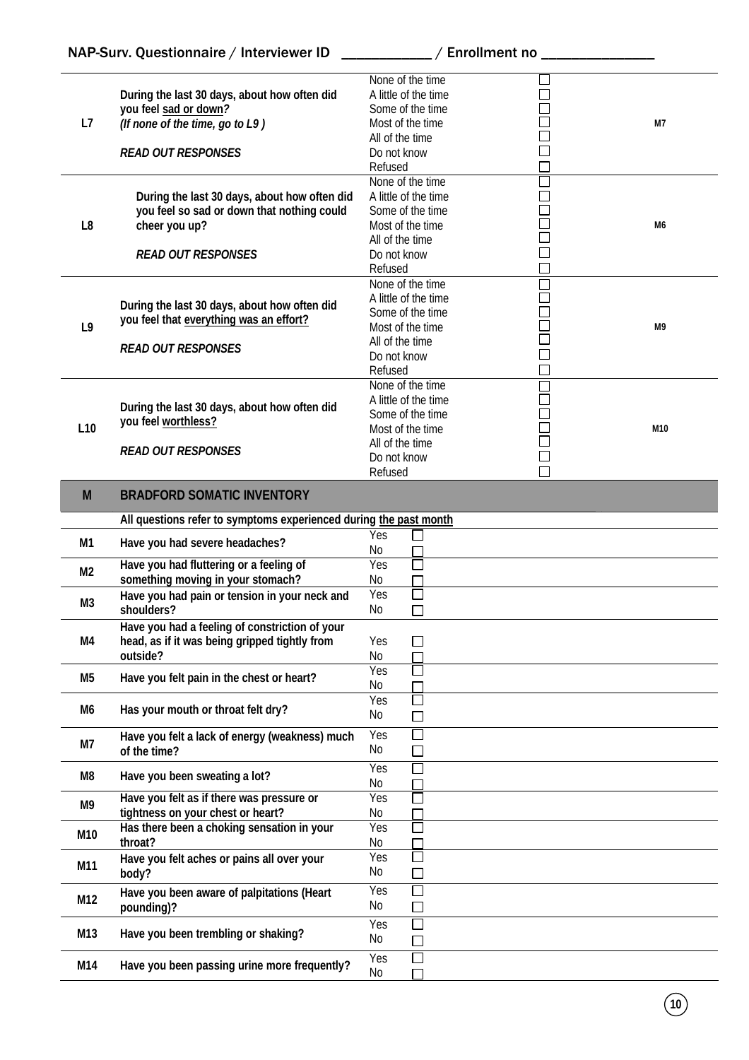NAP-Surv. Questionnaire / Interviewer ID ___________ / Enrollment no _______________

| | | | | |
|---|---|---|---|---|
| L7 | During the last 30 days, about how often did you feel <u>sad or down</u>?<br>*(If none of the time, go to L9 )*<br><br>*READ OUT RESPONSES* | None of the time<br>A little of the time<br>Some of the time<br>Most of the time<br>All of the time<br>Do not know<br>Refused | ☐<br>☐<br>☐<br>☐<br>☐<br>☐<br>☐ | M7 |
| L8 | During the last 30 days, about how often did you feel so sad or down that nothing could cheer you up?<br><br>*READ OUT RESPONSES* | None of the time<br>A little of the time<br>Some of the time<br>Most of the time<br>All of the time<br>Do not know<br>Refused | ☐<br>☐<br>☐<br>☐<br>☐<br>☐<br>☐ | M6 |
| L9 | During the last 30 days, about how often did you feel that <u>everything was an effort?</u><br><br>*READ OUT RESPONSES* | None of the time<br>A little of the time<br>Some of the time<br>Most of the time<br>All of the time<br>Do not know<br>Refused | ☐<br>☐<br>☐<br>☐<br>☐<br>☐<br>☐ | M9 |
| L10 | During the last 30 days, about how often did you feel <u>worthless?</u><br><br>*READ OUT RESPONSES* | None of the time<br>A little of the time<br>Some of the time<br>Most of the time<br>All of the time<br>Do not know<br>Refused | ☐<br>☐<br>☐<br>☐<br>☐<br>☐<br>☐ | M10 |

| **M** | **BRADFORD SOMATIC INVENTORY** | | |
|---|---|---|---|
| | **All questions refer to symptoms experienced during <u>the past month</u>** | | |
| M1 | Have you had severe headaches? | Yes<br>No | ☐<br>☐ |
| M2 | Have you had fluttering or a feeling of something moving in your stomach? | Yes<br>No | ☐<br>☐ |
| M3 | Have you had pain or tension in your neck and shoulders? | Yes<br>No | ☐<br>☐ |
| M4 | Have you had a feeling of constriction of your head, as if it was being gripped tightly from outside? | Yes<br>No | ☐<br>☐ |
| M5 | Have you felt pain in the chest or heart? | Yes<br>No | ☐<br>☐ |
| M6 | Has your mouth or throat felt dry? | Yes<br>No | ☐<br>☐ |
| M7 | Have you felt a lack of energy (weakness) much of the time? | Yes<br>No | ☐<br>☐ |
| M8 | Have you been sweating a lot? | Yes<br>No | ☐<br>☐ |
| M9 | Have you felt as if there was pressure or tightness on your chest or heart? | Yes<br>No | ☐<br>☐ |
| M10 | Has there been a choking sensation in your throat? | Yes<br>No | ☐<br>☐ |
| M11 | Have you felt aches or pains all over your body? | Yes<br>No | ☐<br>☐ |
| M12 | Have you been aware of palpitations (Heart pounding)? | Yes<br>No | ☐<br>☐ |
| M13 | Have you been trembling or shaking? | Yes<br>No | ☐<br>☐ |
| M14 | Have you been passing urine more frequently? | Yes<br>No | ☐<br>☐ |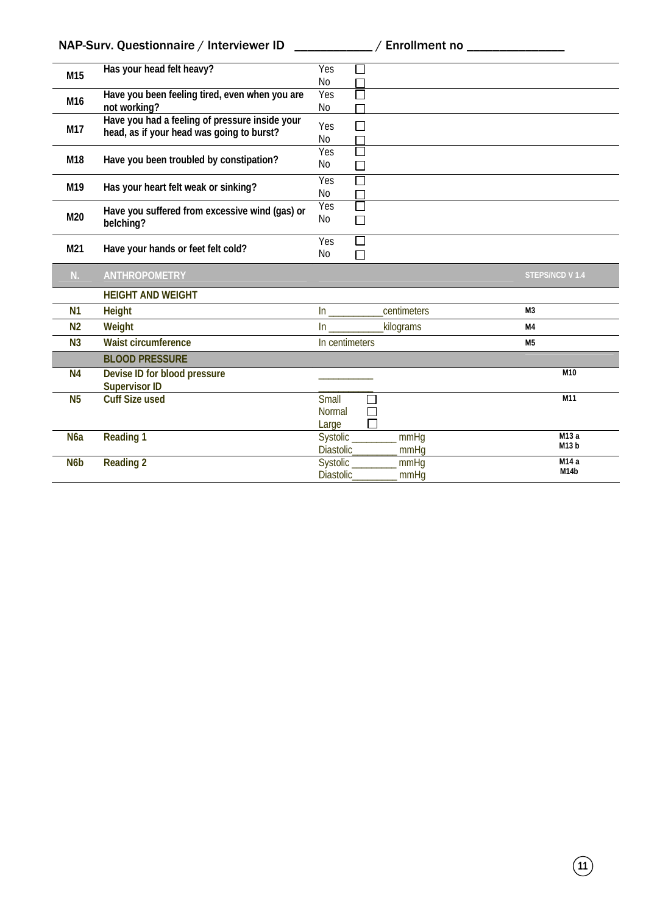| | | | |
|---|---|---|---|
| M15 | Has your head felt heavy? | Yes ☐<br>No ☐ | |
| M16 | Have you been feeling tired, even when you are not working? | Yes ☐<br>No ☐ | |
| M17 | Have you had a feeling of pressure inside your head, as if your head was going to burst? | Yes ☐<br>No ☐ | |
| M18 | Have you been troubled by constipation? | Yes ☐<br>No ☐ | |
| M19 | Has your heart felt weak or sinking? | Yes ☐<br>No ☐ | |
| M20 | Have you suffered from excessive wind (gas) or belching? | Yes ☐<br>No ☐ | |
| M21 | Have your hands or feet felt cold? | Yes ☐<br>No ☐ | |
| **N.** | **ANTHROPOMETRY** | | **STEPS/NCD V 1.4** |
| | **HEIGHT AND WEIGHT** | | |
| N1 | Height | In __________centimeters | M3 |
| N2 | Weight | In __________kilograms | M4 |
| N3 | Waist circumference | In centimeters | M5 |
| | **BLOOD PRESSURE** | | |
| N4 | Devise ID for blood pressure<br>Supervisor ID | __________<br>__________ | M10 |
| N5 | Cuff Size used | Small ☐<br>Normal ☐<br>Large ☐ | M11 |
| N6a | Reading 1 | Systolic ________ mmHg<br>Diastolic________ mmHg | M13 a<br>M13 b |
| N6b | Reading 2 | Systolic ________ mmHg<br>Diastolic________ mmHg | M14 a<br>M14b |